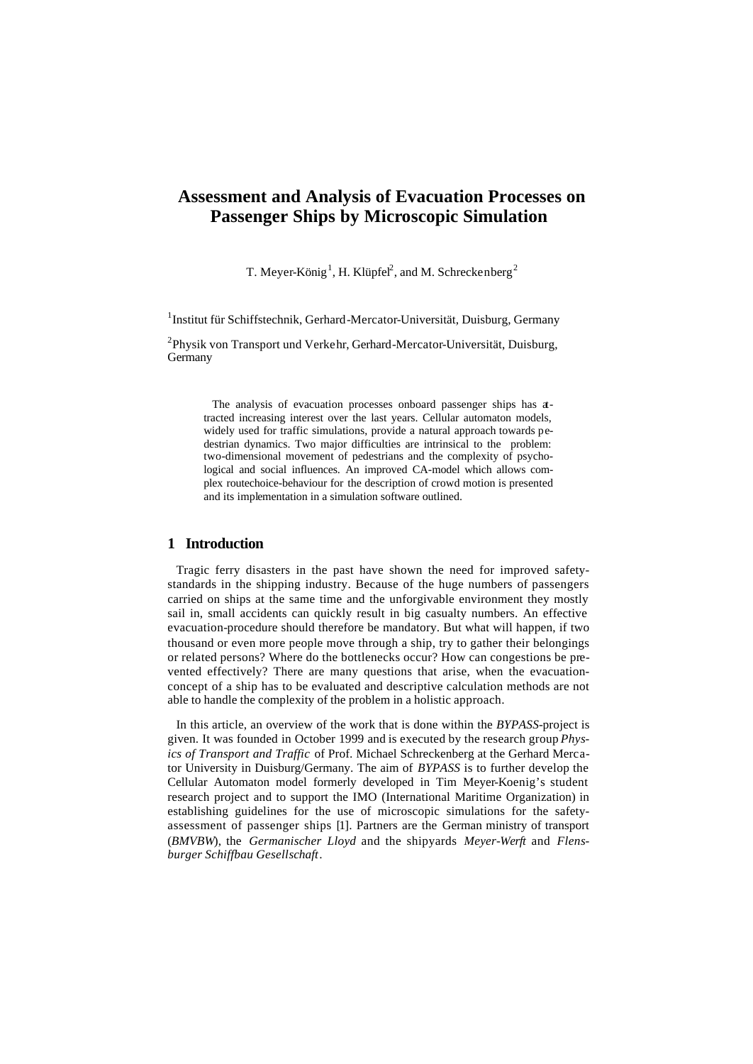# Assessment and Analysis of Evacuation Processes on Passenger Ships by Microscopic Simulation

T. Meyer-König[1], H. Klüpfel[2], and M. Schreckenberg[2]

[1]Institut für Schiffstechnik, Gerhard-Mercator-Universität, Duisburg, Germany

[2]Physik von Transport und Verkehr, Gerhard-Mercator-Universität, Duisburg, Germany

The analysis of evacuation processes onboard passenger ships has attracted increasing interest over the last years. Cellular automaton models, widely used for traffic simulations, provide a natural approach towards pedestrian dynamics. Two major difficulties are intrinsical to the problem: two-dimensional movement of pedestrians and the complexity of psychological and social influences. An improved CA-model which allows complex routechoice-behaviour for the description of crowd motion is presented and its implementation in a simulation software outlined.

## 1 Introduction

Tragic ferry disasters in the past have shown the need for improved safety-standards in the shipping industry. Because of the huge numbers of passengers carried on ships at the same time and the unforgivable environment they mostly sail in, small accidents can quickly result in big casualty numbers. An effective evacuation-procedure should therefore be mandatory. But what will happen, if two thousand or even more people move through a ship, try to gather their belongings or related persons? Where do the bottlenecks occur? How can congestions be prevented effectively? There are many questions that arise, when the evacuation-concept of a ship has to be evaluated and descriptive calculation methods are not able to handle the complexity of the problem in a holistic approach.

In this article, an overview of the work that is done within the *BYPASS*-project is given. It was founded in October 1999 and is executed by the research group *Physics of Transport and Traffic* of Prof. Michael Schreckenberg at the Gerhard Mercator University in Duisburg/Germany. The aim of *BYPASS* is to further develop the Cellular Automaton model formerly developed in Tim Meyer-Koenig's student research project and to support the IMO (International Maritime Organization) in establishing guidelines for the use of microscopic simulations for the safety-assessment of passenger ships [1]. Partners are the German ministry of transport (*BMVBW*), the *Germanischer Lloyd* and the shipyards *Meyer-Werft* and *Flensburger Schiffbau Gesellschaft*.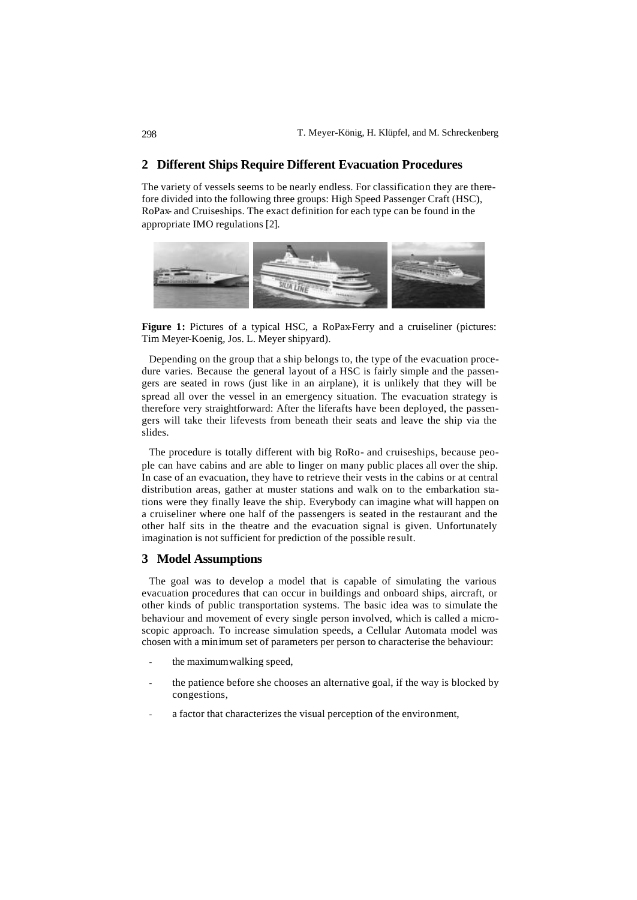## 2 Different Ships Require Different Evacuation Procedures

The variety of vessels seems to be nearly endless. For classification they are therefore divided into the following three groups: High Speed Passenger Craft (HSC), RoPax- and Cruiseships. The exact definition for each type can be found in the appropriate IMO regulations [2].

**Figure 1:** Pictures of a typical HSC, a RoPax-Ferry and a cruiseliner (pictures: Tim Meyer-Koenig, Jos. L. Meyer shipyard).

Depending on the group that a ship belongs to, the type of the evacuation procedure varies. Because the general layout of a HSC is fairly simple and the passengers are seated in rows (just like in an airplane), it is unlikely that they will be spread all over the vessel in an emergency situation. The evacuation strategy is therefore very straightforward: After the liferafts have been deployed, the passengers will take their lifevests from beneath their seats and leave the ship via the slides.

The procedure is totally different with big RoRo- and cruiseships, because people can have cabins and are able to linger on many public places all over the ship. In case of an evacuation, they have to retrieve their vests in the cabins or at central distribution areas, gather at muster stations and walk on to the embarkation stations were they finally leave the ship. Everybody can imagine what will happen on a cruiseliner where one half of the passengers is seated in the restaurant and the other half sits in the theatre and the evacuation signal is given. Unfortunately imagination is not sufficient for prediction of the possible result.

## 3 Model Assumptions

The goal was to develop a model that is capable of simulating the various evacuation procedures that can occur in buildings and onboard ships, aircraft, or other kinds of public transportation systems. The basic idea was to simulate the behaviour and movement of every single person involved, which is called a microscopic approach. To increase simulation speeds, a Cellular Automata model was chosen with a minimum set of parameters per person to characterise the behaviour:

- the maximum walking speed,
- the patience before she chooses an alternative goal, if the way is blocked by congestions,
- a factor that characterizes the visual perception of the environment,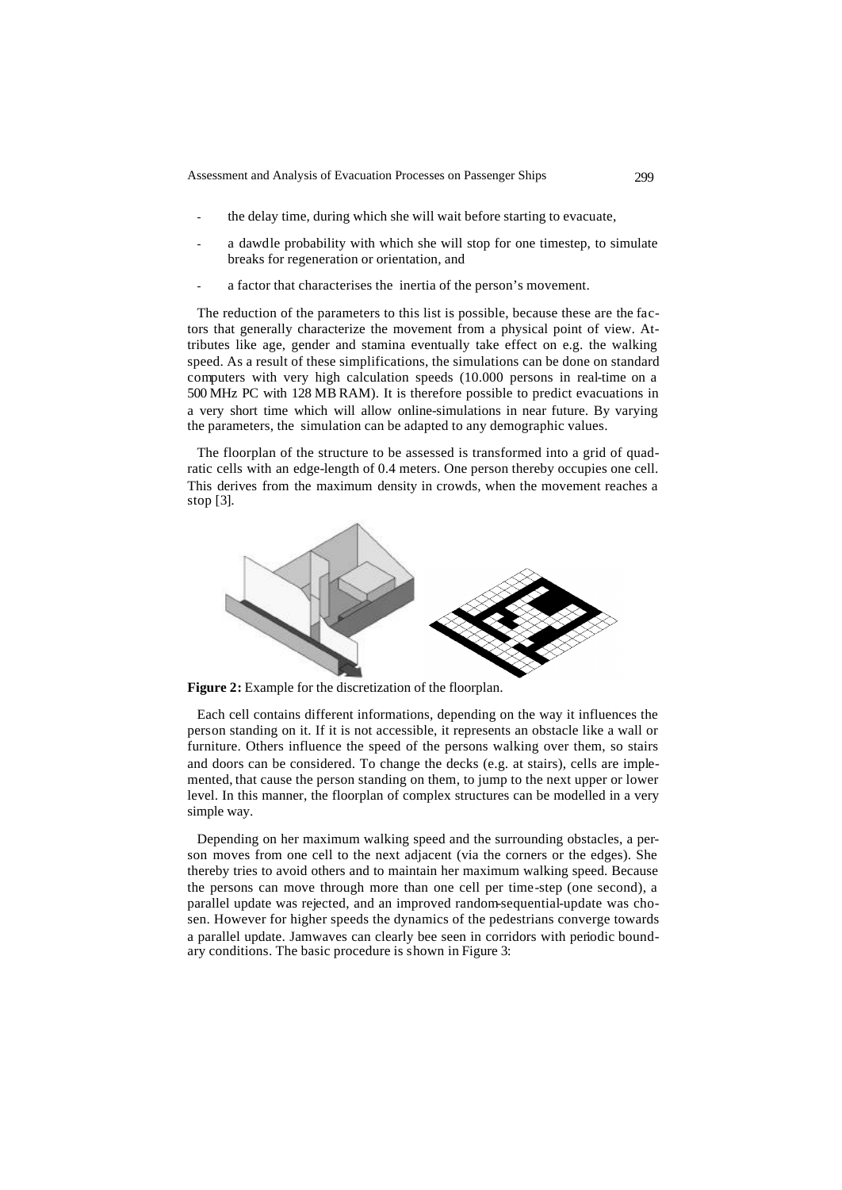- the delay time, during which she will wait before starting to evacuate,
- a dawdle probability with which she will stop for one timestep, to simulate breaks for regeneration or orientation, and
- a factor that characterises the inertia of the person's movement.

The reduction of the parameters to this list is possible, because these are the factors that generally characterize the movement from a physical point of view. Attributes like age, gender and stamina eventually take effect on e.g. the walking speed. As a result of these simplifications, the simulations can be done on standard computers with very high calculation speeds (10.000 persons in real-time on a 500 MHz PC with 128 MB RAM). It is therefore possible to predict evacuations in a very short time which will allow online-simulations in near future. By varying the parameters, the simulation can be adapted to any demographic values.

The floorplan of the structure to be assessed is transformed into a grid of quadratic cells with an edge-length of 0.4 meters. One person thereby occupies one cell. This derives from the maximum density in crowds, when the movement reaches a stop [3].

**Figure 2:** Example for the discretization of the floorplan.

Each cell contains different informations, depending on the way it influences the person standing on it. If it is not accessible, it represents an obstacle like a wall or furniture. Others influence the speed of the persons walking over them, so stairs and doors can be considered. To change the decks (e.g. at stairs), cells are implemented, that cause the person standing on them, to jump to the next upper or lower level. In this manner, the floorplan of complex structures can be modelled in a very simple way.

Depending on her maximum walking speed and the surrounding obstacles, a person moves from one cell to the next adjacent (via the corners or the edges). She thereby tries to avoid others and to maintain her maximum walking speed. Because the persons can move through more than one cell per time-step (one second), a parallel update was rejected, and an improved random-sequential-update was chosen. However for higher speeds the dynamics of the pedestrians converge towards a parallel update. Jamwaves can clearly bee seen in corridors with periodic boundary conditions. The basic procedure is shown in Figure 3: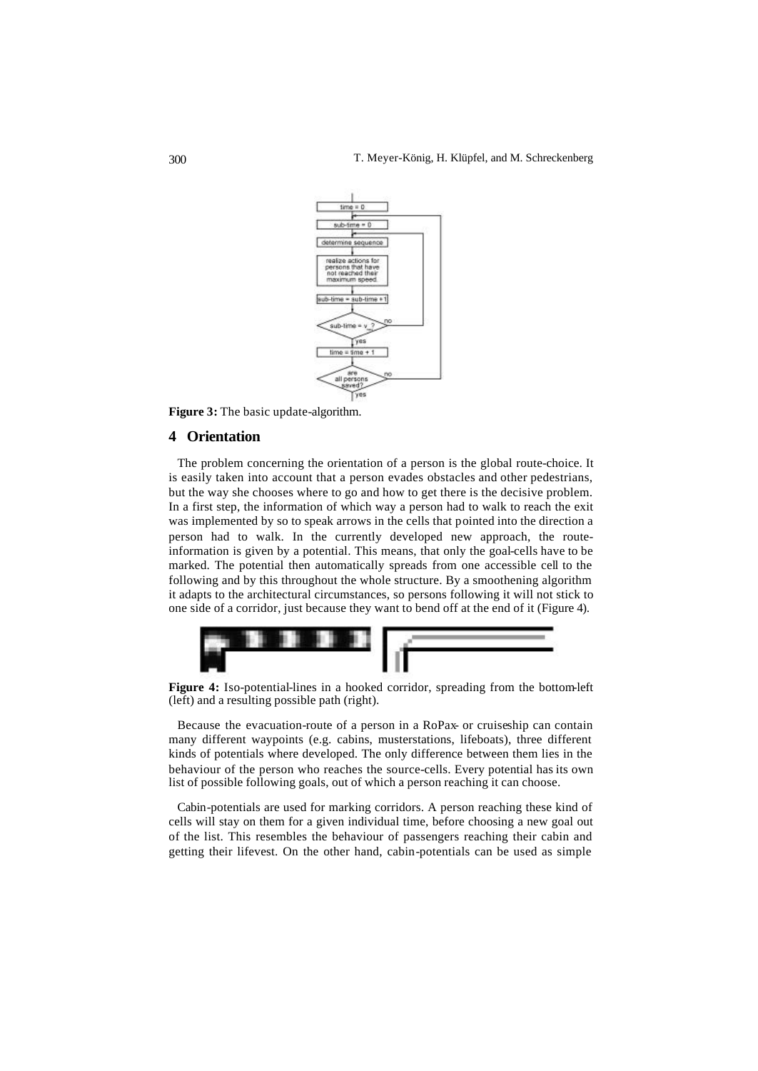**Figure 3:** The basic update-algorithm.

## 4 Orientation

The problem concerning the orientation of a person is the global route-choice. It is easily taken into account that a person evades obstacles and other pedestrians, but the way she chooses where to go and how to get there is the decisive problem. In a first step, the information of which way a person had to walk to reach the exit was implemented by so to speak arrows in the cells that pointed into the direction a person had to walk. In the currently developed new approach, the route-information is given by a potential. This means, that only the goal-cells have to be marked. The potential then automatically spreads from one accessible cell to the following and by this throughout the whole structure. By a smoothening algorithm it adapts to the architectural circumstances, so persons following it will not stick to one side of a corridor, just because they want to bend off at the end of it (Figure 4).

**Figure 4:** Iso-potential-lines in a hooked corridor, spreading from the bottom-left (left) and a resulting possible path (right).

Because the evacuation-route of a person in a RoPax- or cruiseship can contain many different waypoints (e.g. cabins, musterstations, lifeboats), three different kinds of potentials where developed. The only difference between them lies in the behaviour of the person who reaches the source-cells. Every potential has its own list of possible following goals, out of which a person reaching it can choose.

Cabin-potentials are used for marking corridors. A person reaching these kind of cells will stay on them for a given individual time, before choosing a new goal out of the list. This resembles the behaviour of passengers reaching their cabin and getting their lifevest. On the other hand, cabin-potentials can be used as simple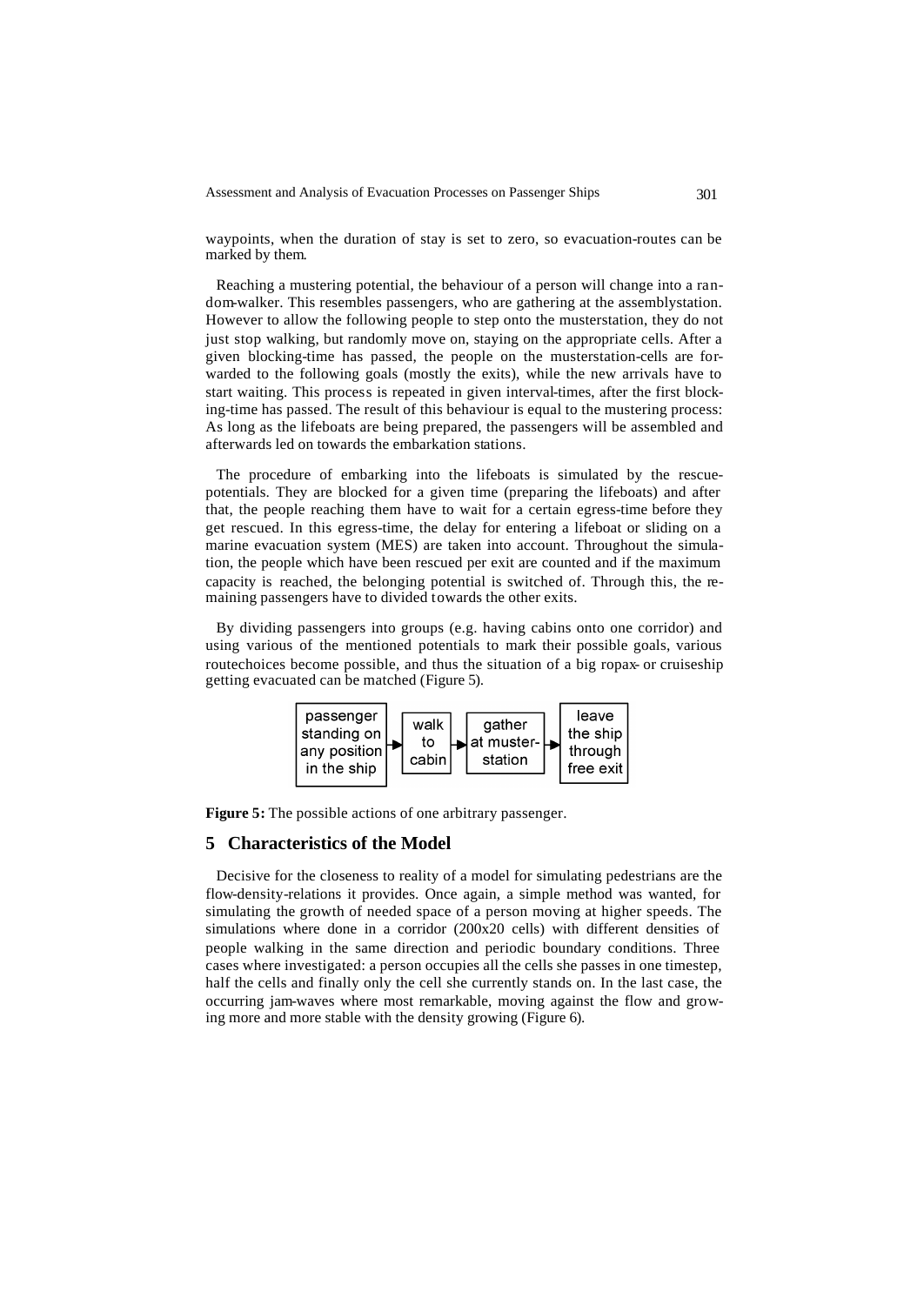waypoints, when the duration of stay is set to zero, so evacuation-routes can be marked by them.

Reaching a mustering potential, the behaviour of a person will change into a random-walker. This resembles passengers, who are gathering at the assemblystation. However to allow the following people to step onto the musterstation, they do not just stop walking, but randomly move on, staying on the appropriate cells. After a given blocking-time has passed, the people on the musterstation-cells are forwarded to the following goals (mostly the exits), while the new arrivals have to start waiting. This process is repeated in given interval-times, after the first blocking-time has passed. The result of this behaviour is equal to the mustering process: As long as the lifeboats are being prepared, the passengers will be assembled and afterwards led on towards the embarkation stations.

The procedure of embarking into the lifeboats is simulated by the rescue-potentials. They are blocked for a given time (preparing the lifeboats) and after that, the people reaching them have to wait for a certain egress-time before they get rescued. In this egress-time, the delay for entering a lifeboat or sliding on a marine evacuation system (MES) are taken into account. Throughout the simulation, the people which have been rescued per exit are counted and if the maximum capacity is reached, the belonging potential is switched of. Through this, the remaining passengers have to divided towards the other exits.

By dividing passengers into groups (e.g. having cabins onto one corridor) and using various of the mentioned potentials to mark their possible goals, various routechoices become possible, and thus the situation of a big ropax- or cruiseship getting evacuated can be matched (Figure 5).

passenger standing on any position in the ship → walk to cabin → gather at muster-station → leave the ship through free exit

**Figure 5:** The possible actions of one arbitrary passenger.

## 5 Characteristics of the Model

Decisive for the closeness to reality of a model for simulating pedestrians are the flow-density-relations it provides. Once again, a simple method was wanted, for simulating the growth of needed space of a person moving at higher speeds. The simulations where done in a corridor (200x20 cells) with different densities of people walking in the same direction and periodic boundary conditions. Three cases where investigated: a person occupies all the cells she passes in one timestep, half the cells and finally only the cell she currently stands on. In the last case, the occurring jam-waves where most remarkable, moving against the flow and growing more and more stable with the density growing (Figure 6).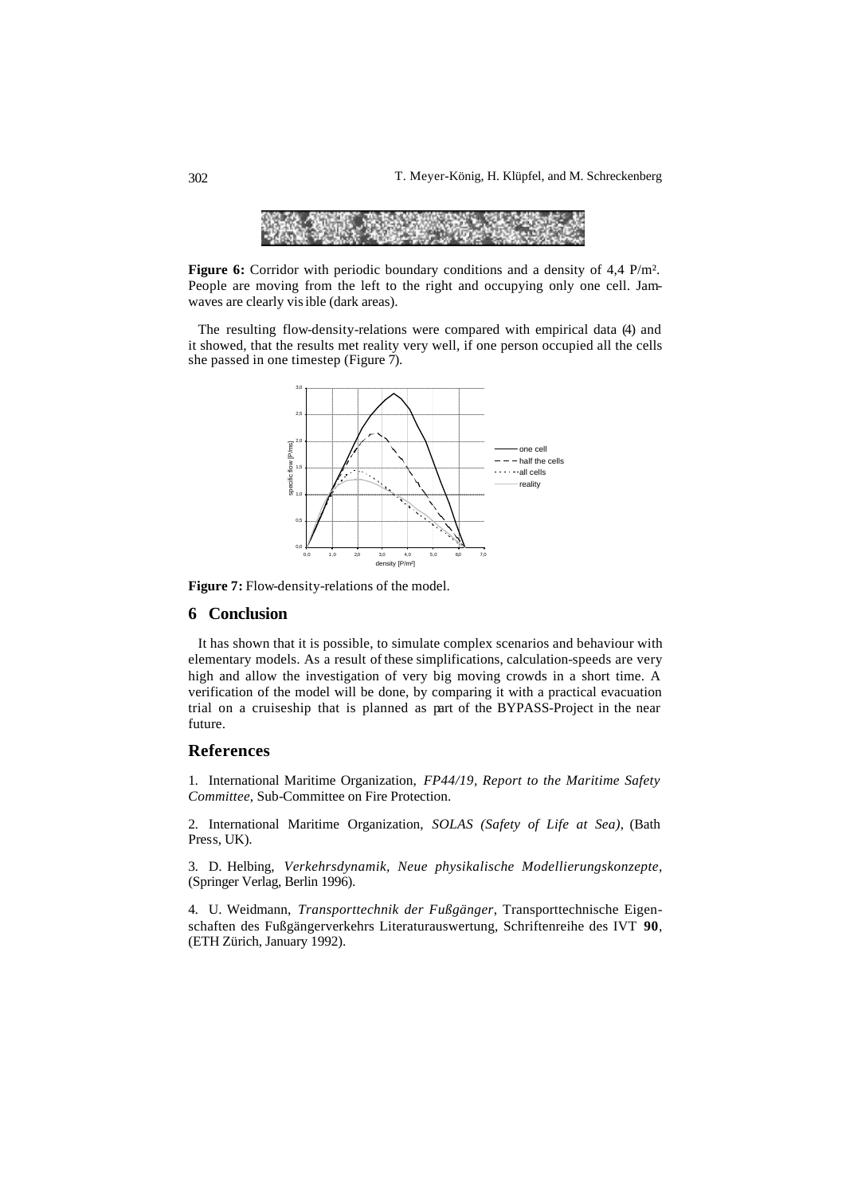**Figure 6:** Corridor with periodic boundary conditions and a density of 4,4 P/m². People are moving from the left to the right and occupying only one cell. Jam-waves are clearly visible (dark areas).

The resulting flow-density-relations were compared with empirical data (4) and it showed, that the results met reality very well, if one person occupied all the cells she passed in one timestep (Figure 7).

3,0
2,5
2,0
1,5
1,0
0,5
0,0
specific flow [P/ms]
0,0 1,0 2,0 3,0 4,0 5,0 6,0 7,0
density [P/m²]
one cell
half the cells
all cells
reality

**Figure 7:** Flow-density-relations of the model.

## 6 Conclusion

It has shown that it is possible, to simulate complex scenarios and behaviour with elementary models. As a result of these simplifications, calculation-speeds are very high and allow the investigation of very big moving crowds in a short time. A verification of the model will be done, by comparing it with a practical evacuation trial on a cruiseship that is planned as part of the BYPASS-Project in the near future.

## References

1. International Maritime Organization, *FP44/19, Report to the Maritime Safety Committee*, Sub-Committee on Fire Protection.

2. International Maritime Organization, *SOLAS (Safety of Life at Sea)*, (Bath Press, UK).

3. D. Helbing, *Verkehrsdynamik, Neue physikalische Modellierungskonzepte*, (Springer Verlag, Berlin 1996).

4. U. Weidmann, *Transporttechnik der Fußgänger*, Transporttechnische Eigenschaften des Fußgängerverkehrs Literaturauswertung, Schriftenreihe des IVT **90**, (ETH Zürich, January 1992).